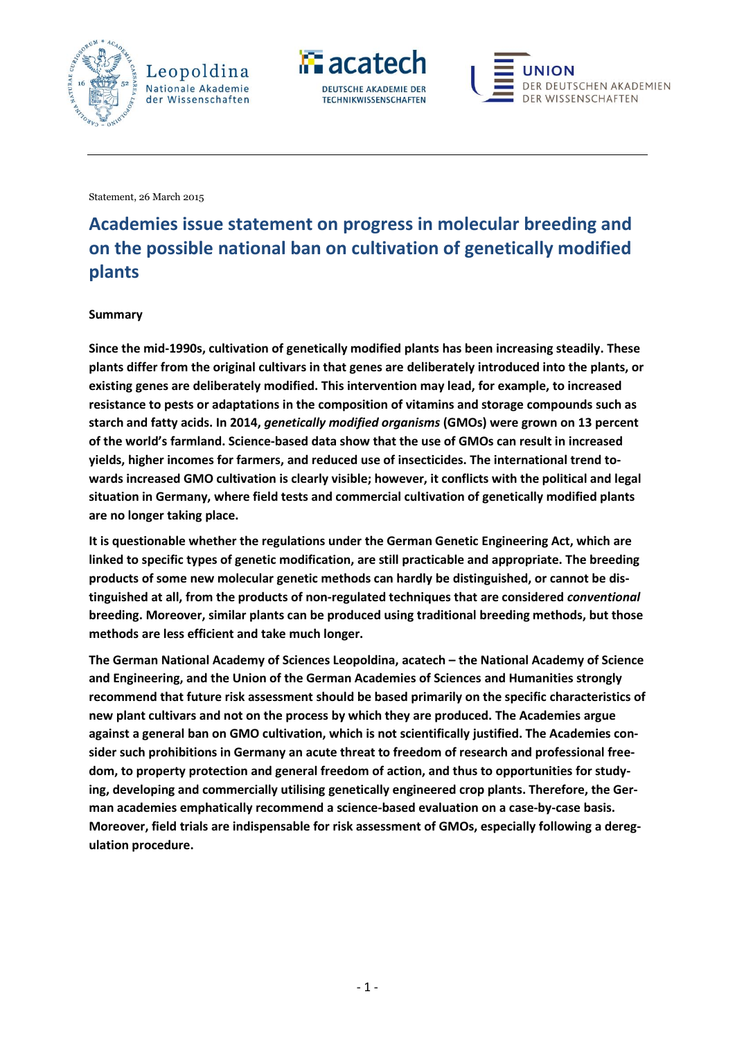Statement, 26 March 2015

# Academies issue statement on progress in molecular breeding and on the possible national ban on cultivation of genetically modified plants

**Summary**

**Since the mid-1990s, cultivation of genetically modified plants has been increasing steadily. These plants differ from the original cultivars in that genes are deliberately introduced into the plants, or existing genes are deliberately modified. This intervention may lead, for example, to increased resistance to pests or adaptations in the composition of vitamins and storage compounds such as starch and fatty acids. In 2014, *genetically modified organisms* (GMOs) were grown on 13 percent of the world's farmland. Science-based data show that the use of GMOs can result in increased yields, higher incomes for farmers, and reduced use of insecticides. The international trend towards increased GMO cultivation is clearly visible; however, it conflicts with the political and legal situation in Germany, where field tests and commercial cultivation of genetically modified plants are no longer taking place.**

**It is questionable whether the regulations under the German Genetic Engineering Act, which are linked to specific types of genetic modification, are still practicable and appropriate. The breeding products of some new molecular genetic methods can hardly be distinguished, or cannot be distinguished at all, from the products of non-regulated techniques that are considered *conventional* breeding. Moreover, similar plants can be produced using traditional breeding methods, but those methods are less efficient and take much longer.**

**The German National Academy of Sciences Leopoldina, acatech – the National Academy of Science and Engineering, and the Union of the German Academies of Sciences and Humanities strongly recommend that future risk assessment should be based primarily on the specific characteristics of new plant cultivars and not on the process by which they are produced. The Academies argue against a general ban on GMO cultivation, which is not scientifically justified. The Academies consider such prohibitions in Germany an acute threat to freedom of research and professional freedom, to property protection and general freedom of action, and thus to opportunities for studying, developing and commercially utilising genetically engineered crop plants. Therefore, the German academies emphatically recommend a science-based evaluation on a case-by-case basis. Moreover, field trials are indispensable for risk assessment of GMOs, especially following a deregulation procedure.**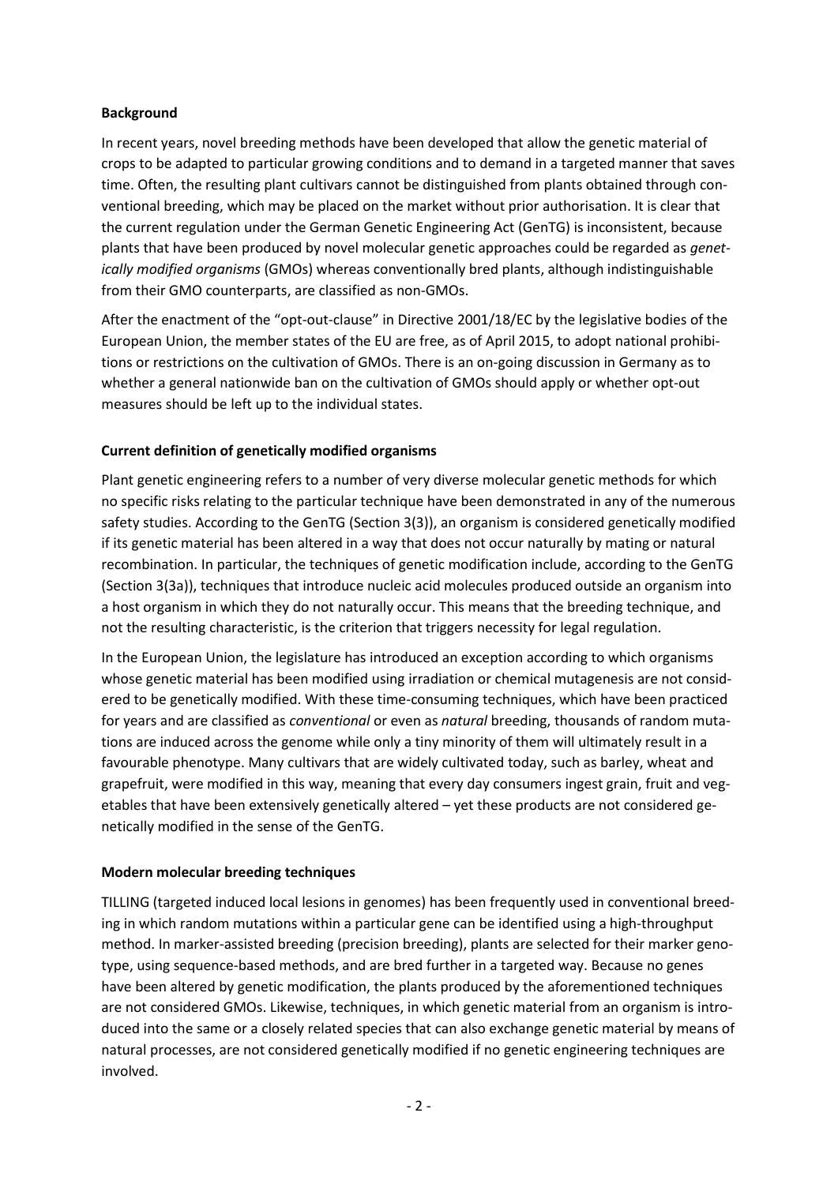**Background**

In recent years, novel breeding methods have been developed that allow the genetic material of crops to be adapted to particular growing conditions and to demand in a targeted manner that saves time. Often, the resulting plant cultivars cannot be distinguished from plants obtained through conventional breeding, which may be placed on the market without prior authorisation. It is clear that the current regulation under the German Genetic Engineering Act (GenTG) is inconsistent, because plants that have been produced by novel molecular genetic approaches could be regarded as *genetically modified organisms* (GMOs) whereas conventionally bred plants, although indistinguishable from their GMO counterparts, are classified as non-GMOs.

After the enactment of the "opt-out-clause" in Directive 2001/18/EC by the legislative bodies of the European Union, the member states of the EU are free, as of April 2015, to adopt national prohibitions or restrictions on the cultivation of GMOs. There is an on-going discussion in Germany as to whether a general nationwide ban on the cultivation of GMOs should apply or whether opt-out measures should be left up to the individual states.

**Current definition of genetically modified organisms**

Plant genetic engineering refers to a number of very diverse molecular genetic methods for which no specific risks relating to the particular technique have been demonstrated in any of the numerous safety studies. According to the GenTG (Section 3(3)), an organism is considered genetically modified if its genetic material has been altered in a way that does not occur naturally by mating or natural recombination. In particular, the techniques of genetic modification include, according to the GenTG (Section 3(3a)), techniques that introduce nucleic acid molecules produced outside an organism into a host organism in which they do not naturally occur. This means that the breeding technique, and not the resulting characteristic, is the criterion that triggers necessity for legal regulation.

In the European Union, the legislature has introduced an exception according to which organisms whose genetic material has been modified using irradiation or chemical mutagenesis are not considered to be genetically modified. With these time-consuming techniques, which have been practiced for years and are classified as *conventional* or even as *natural* breeding, thousands of random mutations are induced across the genome while only a tiny minority of them will ultimately result in a favourable phenotype. Many cultivars that are widely cultivated today, such as barley, wheat and grapefruit, were modified in this way, meaning that every day consumers ingest grain, fruit and vegetables that have been extensively genetically altered – yet these products are not considered genetically modified in the sense of the GenTG.

**Modern molecular breeding techniques**

TILLING (targeted induced local lesions in genomes) has been frequently used in conventional breeding in which random mutations within a particular gene can be identified using a high-throughput method. In marker-assisted breeding (precision breeding), plants are selected for their marker genotype, using sequence-based methods, and are bred further in a targeted way. Because no genes have been altered by genetic modification, the plants produced by the aforementioned techniques are not considered GMOs. Likewise, techniques, in which genetic material from an organism is introduced into the same or a closely related species that can also exchange genetic material by means of natural processes, are not considered genetically modified if no genetic engineering techniques are involved.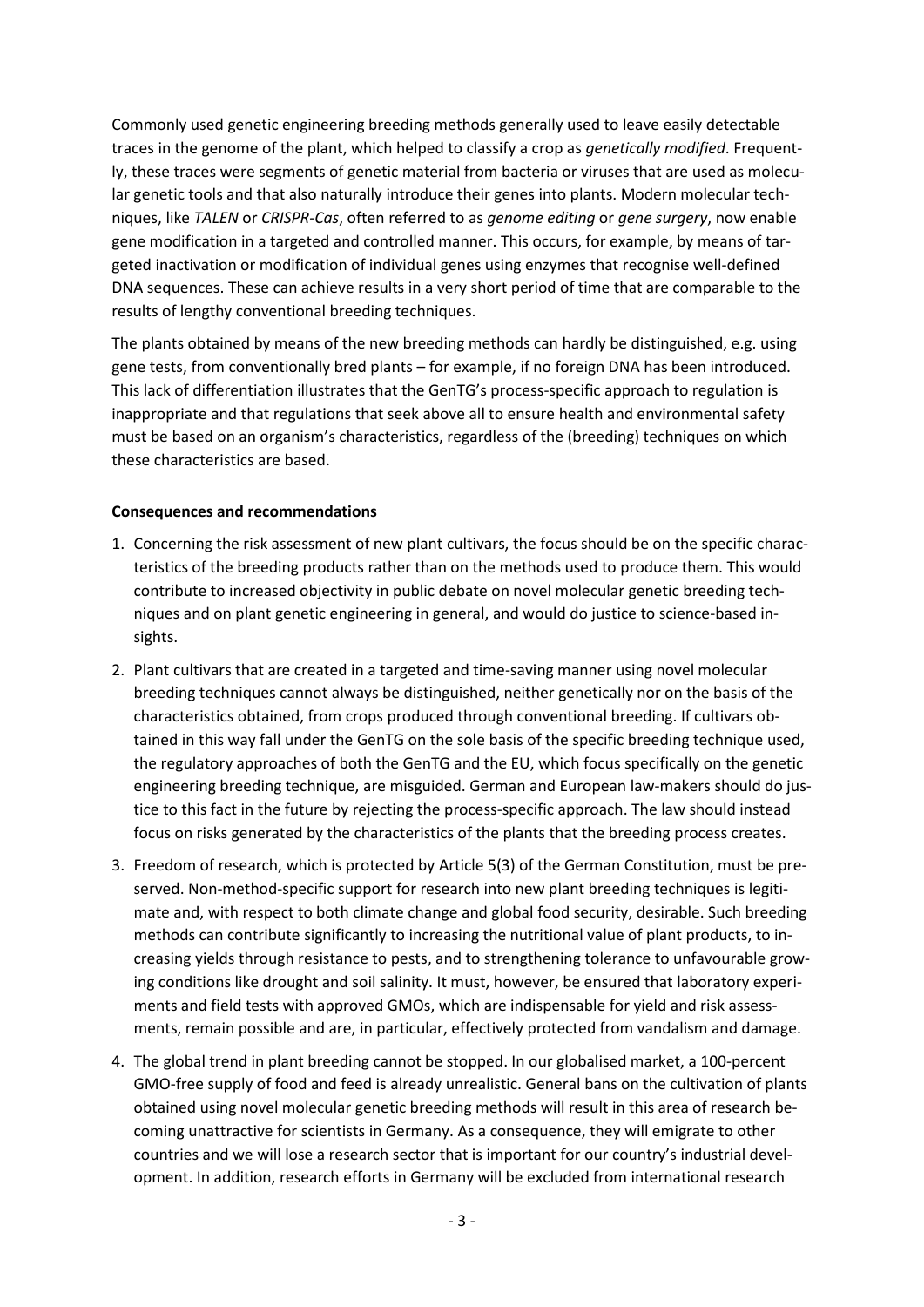Commonly used genetic engineering breeding methods generally used to leave easily detectable traces in the genome of the plant, which helped to classify a crop as *genetically modified*. Frequently, these traces were segments of genetic material from bacteria or viruses that are used as molecular genetic tools and that also naturally introduce their genes into plants. Modern molecular techniques, like *TALEN* or *CRISPR-Cas*, often referred to as *genome editing* or *gene surgery*, now enable gene modification in a targeted and controlled manner. This occurs, for example, by means of targeted inactivation or modification of individual genes using enzymes that recognise well-defined DNA sequences. These can achieve results in a very short period of time that are comparable to the results of lengthy conventional breeding techniques.

The plants obtained by means of the new breeding methods can hardly be distinguished, e.g. using gene tests, from conventionally bred plants – for example, if no foreign DNA has been introduced. This lack of differentiation illustrates that the GenTG's process-specific approach to regulation is inappropriate and that regulations that seek above all to ensure health and environmental safety must be based on an organism's characteristics, regardless of the (breeding) techniques on which these characteristics are based.

**Consequences and recommendations**

1. Concerning the risk assessment of new plant cultivars, the focus should be on the specific characteristics of the breeding products rather than on the methods used to produce them. This would contribute to increased objectivity in public debate on novel molecular genetic breeding techniques and on plant genetic engineering in general, and would do justice to science-based insights.
2. Plant cultivars that are created in a targeted and time-saving manner using novel molecular breeding techniques cannot always be distinguished, neither genetically nor on the basis of the characteristics obtained, from crops produced through conventional breeding. If cultivars obtained in this way fall under the GenTG on the sole basis of the specific breeding technique used, the regulatory approaches of both the GenTG and the EU, which focus specifically on the genetic engineering breeding technique, are misguided. German and European law-makers should do justice to this fact in the future by rejecting the process-specific approach. The law should instead focus on risks generated by the characteristics of the plants that the breeding process creates.
3. Freedom of research, which is protected by Article 5(3) of the German Constitution, must be preserved. Non-method-specific support for research into new plant breeding techniques is legitimate and, with respect to both climate change and global food security, desirable. Such breeding methods can contribute significantly to increasing the nutritional value of plant products, to increasing yields through resistance to pests, and to strengthening tolerance to unfavourable growing conditions like drought and soil salinity. It must, however, be ensured that laboratory experiments and field tests with approved GMOs, which are indispensable for yield and risk assessments, remain possible and are, in particular, effectively protected from vandalism and damage.
4. The global trend in plant breeding cannot be stopped. In our globalised market, a 100-percent GMO-free supply of food and feed is already unrealistic. General bans on the cultivation of plants obtained using novel molecular genetic breeding methods will result in this area of research becoming unattractive for scientists in Germany. As a consequence, they will emigrate to other countries and we will lose a research sector that is important for our country's industrial development. In addition, research efforts in Germany will be excluded from international research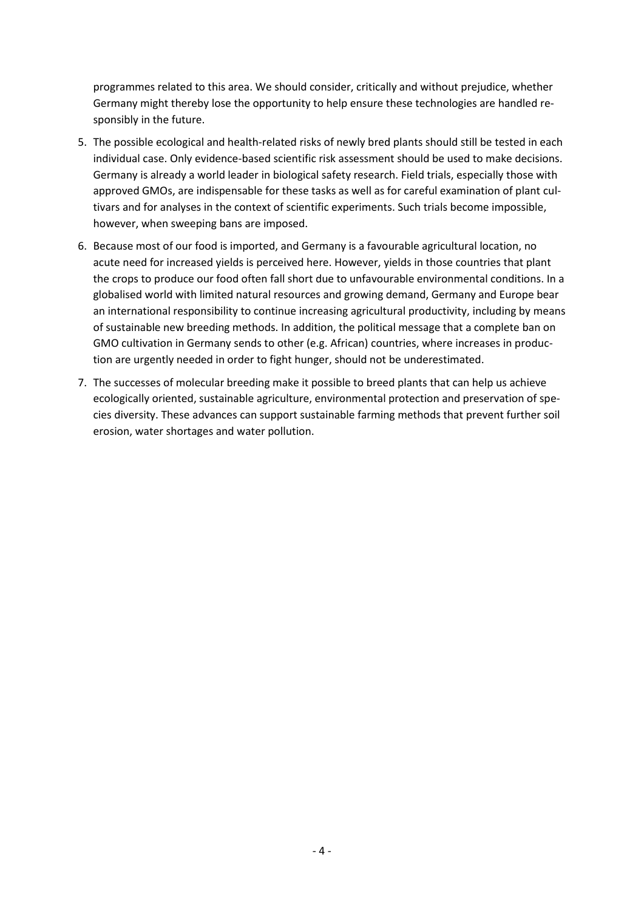programmes related to this area. We should consider, critically and without prejudice, whether Germany might thereby lose the opportunity to help ensure these technologies are handled responsibly in the future.

5. The possible ecological and health-related risks of newly bred plants should still be tested in each individual case. Only evidence-based scientific risk assessment should be used to make decisions. Germany is already a world leader in biological safety research. Field trials, especially those with approved GMOs, are indispensable for these tasks as well as for careful examination of plant cultivars and for analyses in the context of scientific experiments. Such trials become impossible, however, when sweeping bans are imposed.
6. Because most of our food is imported, and Germany is a favourable agricultural location, no acute need for increased yields is perceived here. However, yields in those countries that plant the crops to produce our food often fall short due to unfavourable environmental conditions. In a globalised world with limited natural resources and growing demand, Germany and Europe bear an international responsibility to continue increasing agricultural productivity, including by means of sustainable new breeding methods. In addition, the political message that a complete ban on GMO cultivation in Germany sends to other (e.g. African) countries, where increases in production are urgently needed in order to fight hunger, should not be underestimated.
7. The successes of molecular breeding make it possible to breed plants that can help us achieve ecologically oriented, sustainable agriculture, environmental protection and preservation of species diversity. These advances can support sustainable farming methods that prevent further soil erosion, water shortages and water pollution.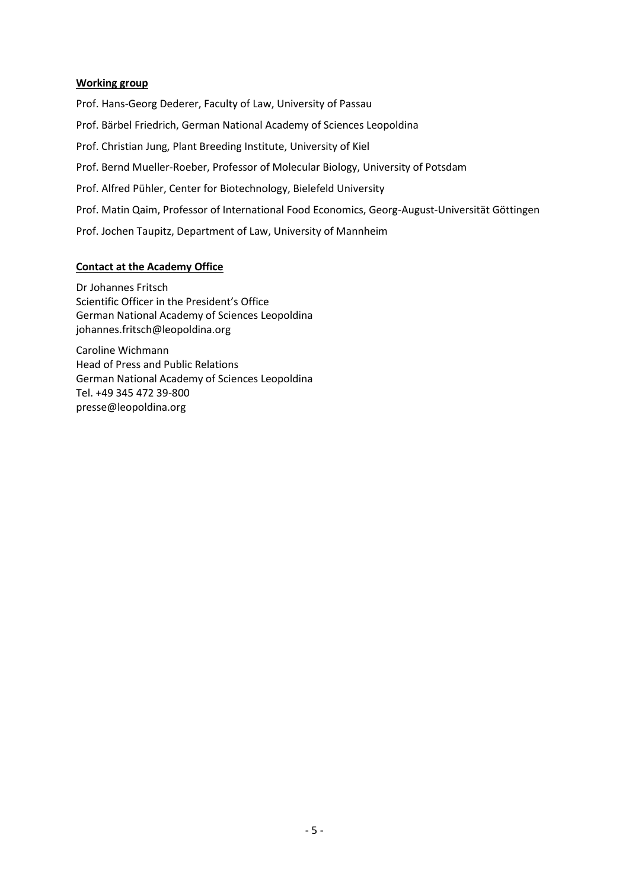**Working group**

Prof. Hans-Georg Dederer, Faculty of Law, University of Passau

Prof. Bärbel Friedrich, German National Academy of Sciences Leopoldina

Prof. Christian Jung, Plant Breeding Institute, University of Kiel

Prof. Bernd Mueller-Roeber, Professor of Molecular Biology, University of Potsdam

Prof. Alfred Pühler, Center for Biotechnology, Bielefeld University

Prof. Matin Qaim, Professor of International Food Economics, Georg-August-Universität Göttingen

Prof. Jochen Taupitz, Department of Law, University of Mannheim

**Contact at the Academy Office**

Dr Johannes Fritsch  
Scientific Officer in the President's Office  
German National Academy of Sciences Leopoldina  
johannes.fritsch@leopoldina.org

Caroline Wichmann  
Head of Press and Public Relations  
German National Academy of Sciences Leopoldina  
Tel. +49 345 472 39-800  
presse@leopoldina.org